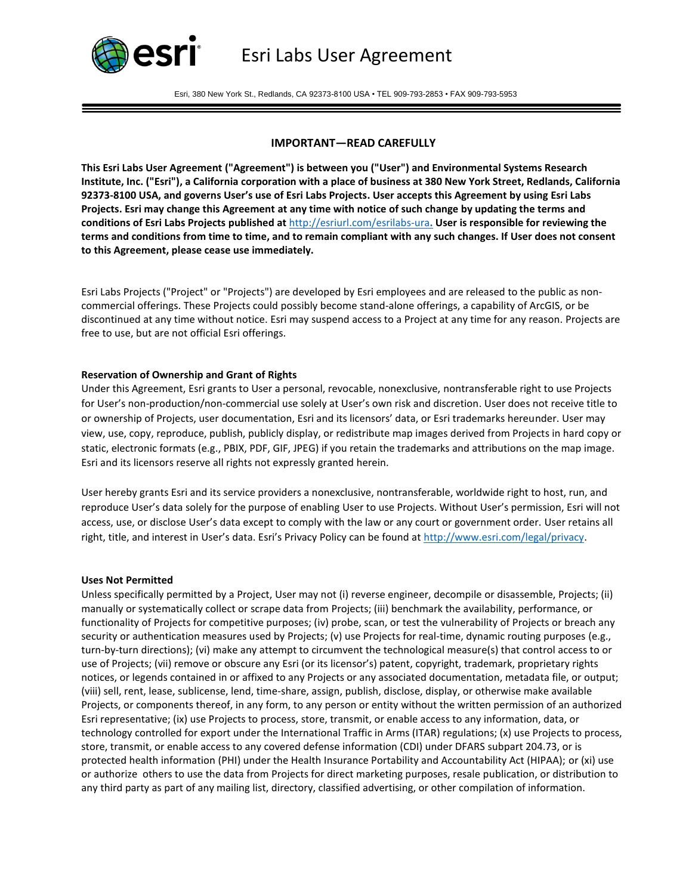# Esri Labs User Agreement

Esri, 380 New York St., Redlands, CA 92373-8100 USA • TEL 909-793-2853 • FAX 909-793-5953

## IMPORTANT—READ CAREFULLY

**This Esri Labs User Agreement ("Agreement") is between you ("User") and Environmental Systems Research Institute, Inc. ("Esri"), a California corporation with a place of business at 380 New York Street, Redlands, California 92373-8100 USA, and governs User's use of Esri Labs Projects. User accepts this Agreement by using Esri Labs Projects. Esri may change this Agreement at any time with notice of such change by updating the terms and conditions of Esri Labs Projects published at [http://esriurl.com/esrilabs-ura](http://esriurl.com/esrilabs-ura). User is responsible for reviewing the terms and conditions from time to time, and to remain compliant with any such changes. If User does not consent to this Agreement, please cease use immediately.**

Esri Labs Projects ("Project" or "Projects") are developed by Esri employees and are released to the public as non-commercial offerings. These Projects could possibly become stand-alone offerings, a capability of ArcGIS, or be discontinued at any time without notice. Esri may suspend access to a Project at any time for any reason. Projects are free to use, but are not official Esri offerings.

### Reservation of Ownership and Grant of Rights

Under this Agreement, Esri grants to User a personal, revocable, nonexclusive, nontransferable right to use Projects for User's non-production/non-commercial use solely at User's own risk and discretion. User does not receive title to or ownership of Projects, user documentation, Esri and its licensors' data, or Esri trademarks hereunder. User may view, use, copy, reproduce, publish, publicly display, or redistribute map images derived from Projects in hard copy or static, electronic formats (e.g., PBIX, PDF, GIF, JPEG) if you retain the trademarks and attributions on the map image. Esri and its licensors reserve all rights not expressly granted herein.

User hereby grants Esri and its service providers a nonexclusive, nontransferable, worldwide right to host, run, and reproduce User's data solely for the purpose of enabling User to use Projects. Without User's permission, Esri will not access, use, or disclose User's data except to comply with the law or any court or government order. User retains all right, title, and interest in User's data. Esri's Privacy Policy can be found at [http://www.esri.com/legal/privacy](http://www.esri.com/legal/privacy).

### Uses Not Permitted

Unless specifically permitted by a Project, User may not (i) reverse engineer, decompile or disassemble, Projects; (ii) manually or systematically collect or scrape data from Projects; (iii) benchmark the availability, performance, or functionality of Projects for competitive purposes; (iv) probe, scan, or test the vulnerability of Projects or breach any security or authentication measures used by Projects; (v) use Projects for real-time, dynamic routing purposes (e.g., turn-by-turn directions); (vi) make any attempt to circumvent the technological measure(s) that control access to or use of Projects; (vii) remove or obscure any Esri (or its licensor's) patent, copyright, trademark, proprietary rights notices, or legends contained in or affixed to any Projects or any associated documentation, metadata file, or output; (viii) sell, rent, lease, sublicense, lend, time-share, assign, publish, disclose, display, or otherwise make available Projects, or components thereof, in any form, to any person or entity without the written permission of an authorized Esri representative; (ix) use Projects to process, store, transmit, or enable access to any information, data, or technology controlled for export under the International Traffic in Arms (ITAR) regulations; (x) use Projects to process, store, transmit, or enable access to any covered defense information (CDI) under DFARS subpart 204.73, or is protected health information (PHI) under the Health Insurance Portability and Accountability Act (HIPAA); or (xi) use or authorize others to use the data from Projects for direct marketing purposes, resale publication, or distribution to any third party as part of any mailing list, directory, classified advertising, or other compilation of information.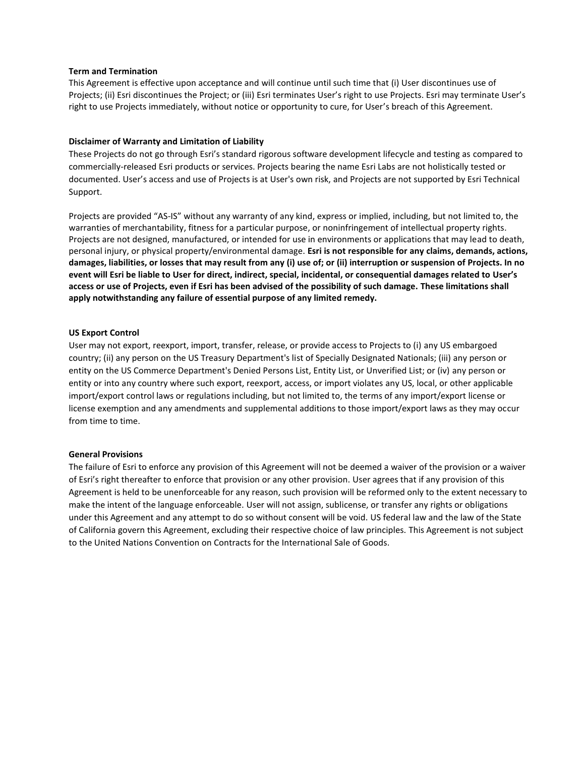**Term and Termination**

This Agreement is effective upon acceptance and will continue until such time that (i) User discontinues use of Projects; (ii) Esri discontinues the Project; or (iii) Esri terminates User's right to use Projects. Esri may terminate User's right to use Projects immediately, without notice or opportunity to cure, for User's breach of this Agreement.

**Disclaimer of Warranty and Limitation of Liability**

These Projects do not go through Esri's standard rigorous software development lifecycle and testing as compared to commercially-released Esri products or services. Projects bearing the name Esri Labs are not holistically tested or documented. User's access and use of Projects is at User's own risk, and Projects are not supported by Esri Technical Support.

Projects are provided "AS-IS" without any warranty of any kind, express or implied, including, but not limited to, the warranties of merchantability, fitness for a particular purpose, or noninfringement of intellectual property rights. Projects are not designed, manufactured, or intended for use in environments or applications that may lead to death, personal injury, or physical property/environmental damage. **Esri is not responsible for any claims, demands, actions, damages, liabilities, or losses that may result from any (i) use of; or (ii) interruption or suspension of Projects. In no event will Esri be liable to User for direct, indirect, special, incidental, or consequential damages related to User's access or use of Projects, even if Esri has been advised of the possibility of such damage. These limitations shall apply notwithstanding any failure of essential purpose of any limited remedy.**

**US Export Control**

User may not export, reexport, import, transfer, release, or provide access to Projects to (i) any US embargoed country; (ii) any person on the US Treasury Department's list of Specially Designated Nationals; (iii) any person or entity on the US Commerce Department's Denied Persons List, Entity List, or Unverified List; or (iv) any person or entity or into any country where such export, reexport, access, or import violates any US, local, or other applicable import/export control laws or regulations including, but not limited to, the terms of any import/export license or license exemption and any amendments and supplemental additions to those import/export laws as they may occur from time to time.

**General Provisions**

The failure of Esri to enforce any provision of this Agreement will not be deemed a waiver of the provision or a waiver of Esri's right thereafter to enforce that provision or any other provision. User agrees that if any provision of this Agreement is held to be unenforceable for any reason, such provision will be reformed only to the extent necessary to make the intent of the language enforceable. User will not assign, sublicense, or transfer any rights or obligations under this Agreement and any attempt to do so without consent will be void. US federal law and the law of the State of California govern this Agreement, excluding their respective choice of law principles. This Agreement is not subject to the United Nations Convention on Contracts for the International Sale of Goods.